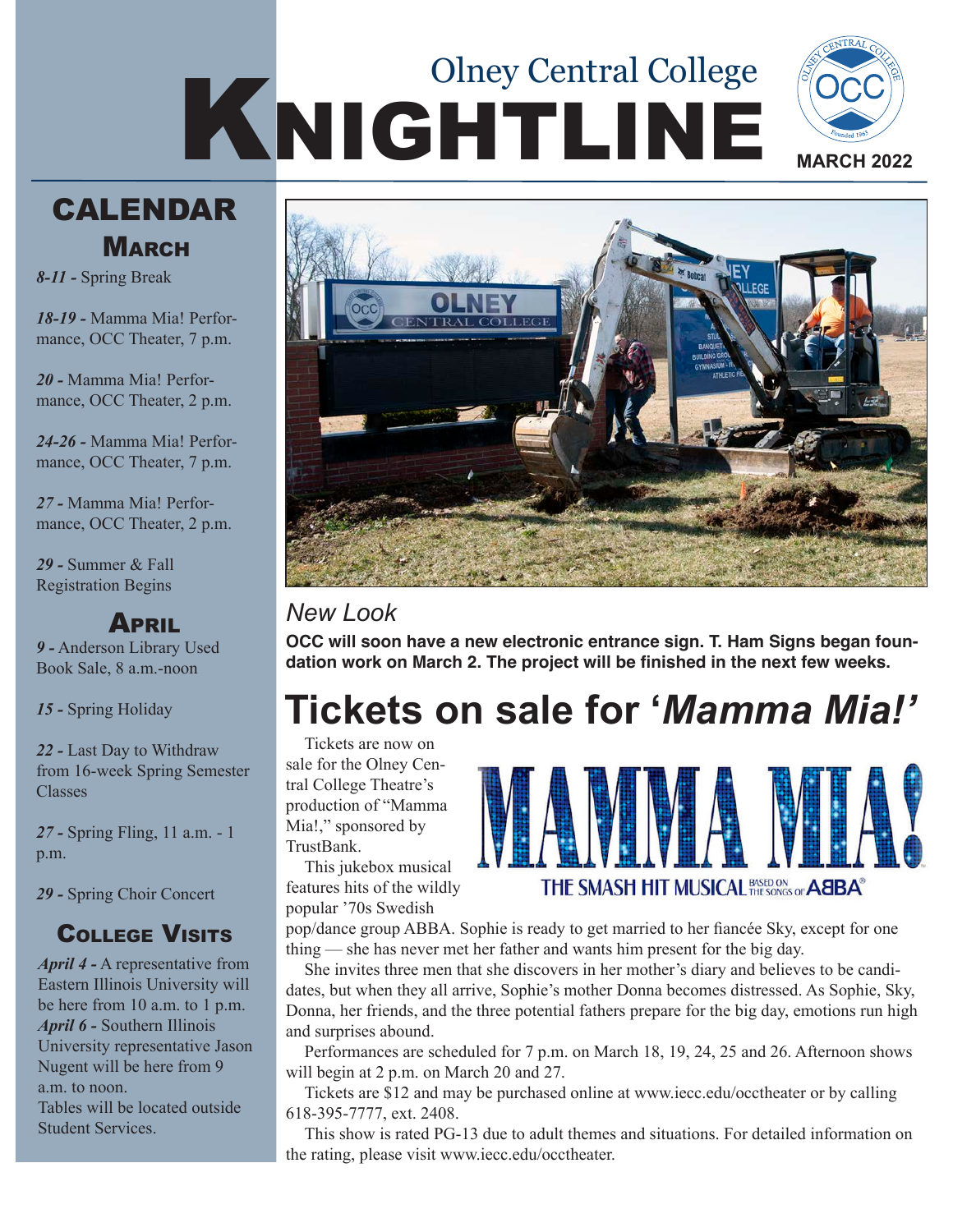# Olney Central College KNIGHTLINE

MARCH 2022

## CALENDAR

### March

***8-11 -*** Spring Break

***18-19 -*** Mamma Mia! Performance, OCC Theater, 7 p.m.

***20 -*** Mamma Mia! Performance, OCC Theater, 2 p.m.

***24-26 -*** Mamma Mia! Performance, OCC Theater, 7 p.m.

***27 -*** Mamma Mia! Performance, OCC Theater, 2 p.m.

***29 -*** Summer & Fall Registration Begins

### April

***9 -*** Anderson Library Used Book Sale, 8 a.m.-noon

***15 -*** Spring Holiday

***22 -*** Last Day to Withdraw from 16-week Spring Semester Classes

***27 -*** Spring Fling, 11 a.m. - 1 p.m.

***29 -*** Spring Choir Concert

### College Visits

***April 4 -*** A representative from Eastern Illinois University will be here from 10 a.m. to 1 p.m.

***April 6 -*** Southern Illinois University representative Jason Nugent will be here from 9 a.m. to noon.

Tables will be located outside Student Services.

*New Look*

**OCC will soon have a new electronic entrance sign. T. Ham Signs began foundation work on March 2. The project will be finished in the next few weeks.**

# Tickets on sale for '*Mamma Mia!'*

Tickets are now on sale for the Olney Central College Theatre's production of "Mamma Mia!," sponsored by TrustBank.

This jukebox musical features hits of the wildly popular '70s Swedish pop/dance group ABBA. Sophie is ready to get married to her fiancée Sky, except for one thing — she has never met her father and wants him present for the big day.

She invites three men that she discovers in her mother's diary and believes to be candidates, but when they all arrive, Sophie's mother Donna becomes distressed. As Sophie, Sky, Donna, her friends, and the three potential fathers prepare for the big day, emotions run high and surprises abound.

Performances are scheduled for 7 p.m. on March 18, 19, 24, 25 and 26. Afternoon shows will begin at 2 p.m. on March 20 and 27.

Tickets are $12 and may be purchased online at www.iecc.edu/occtheater or by calling 618-395-7777, ext. 2408.

This show is rated PG-13 due to adult themes and situations. For detailed information on the rating, please visit www.iecc.edu/occtheater.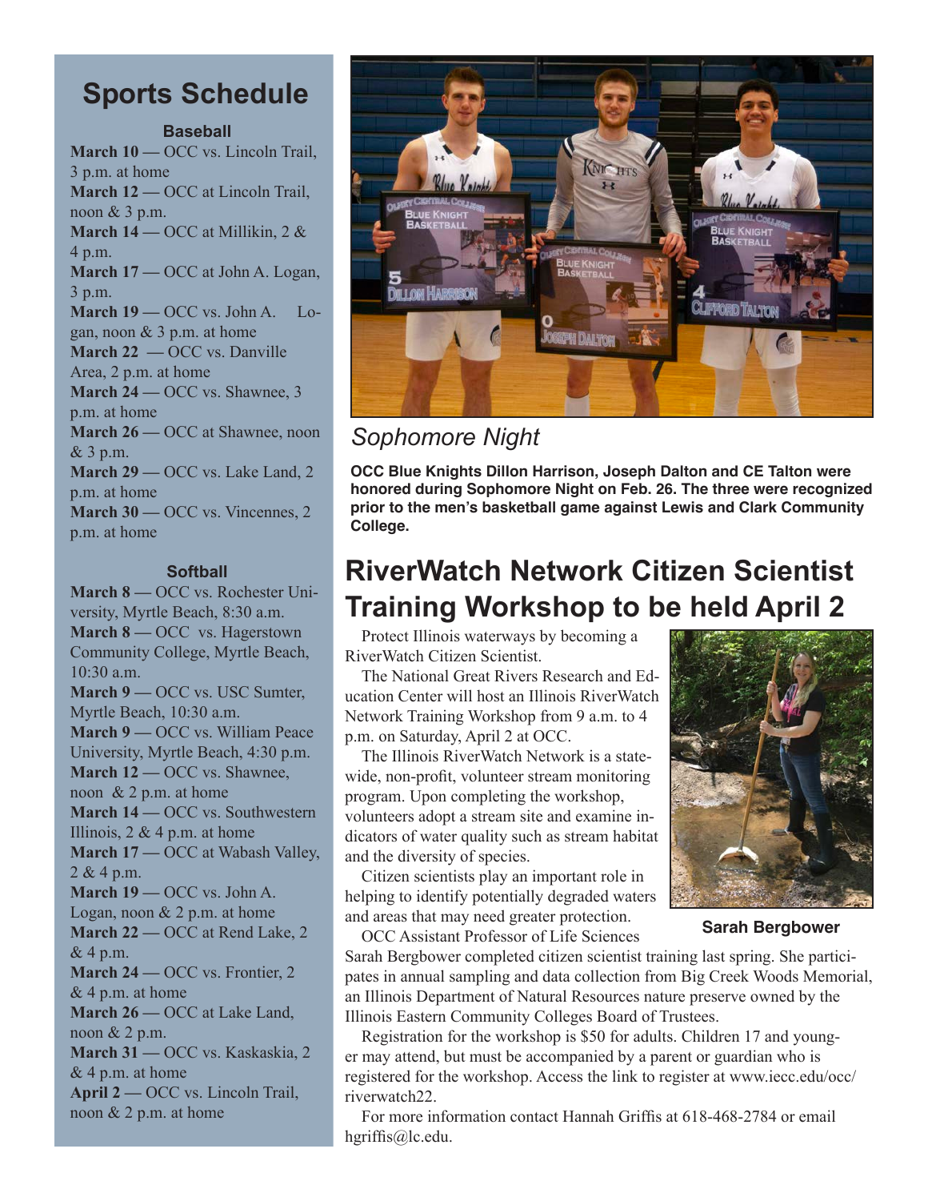## Sports Schedule

### Baseball

**March 10 —** OCC vs. Lincoln Trail, 3 p.m. at home
**March 12 —** OCC at Lincoln Trail, noon & 3 p.m.
**March 14 —** OCC at Millikin, 2 & 4 p.m.
**March 17 —** OCC at John A. Logan, 3 p.m.
**March 19 —** OCC vs. John A. Logan, noon & 3 p.m. at home
**March 22 —** OCC vs. Danville Area, 2 p.m. at home
**March 24 —** OCC vs. Shawnee, 3 p.m. at home
**March 26 —** OCC at Shawnee, noon & 3 p.m.
**March 29 —** OCC vs. Lake Land, 2 p.m. at home
**March 30 —** OCC vs. Vincennes, 2 p.m. at home

### Softball

**March 8 —** OCC vs. Rochester University, Myrtle Beach, 8:30 a.m.
**March 8 —** OCC vs. Hagerstown Community College, Myrtle Beach, 10:30 a.m.
**March 9 —** OCC vs. USC Sumter, Myrtle Beach, 10:30 a.m.
**March 9 —** OCC vs. William Peace University, Myrtle Beach, 4:30 p.m.
**March 12 —** OCC vs. Shawnee, noon & 2 p.m. at home
**March 14 —** OCC vs. Southwestern Illinois, 2 & 4 p.m. at home
**March 17 —** OCC at Wabash Valley, 2 & 4 p.m.
**March 19 —** OCC vs. John A. Logan, noon & 2 p.m. at home
**March 22 —** OCC at Rend Lake, 2 & 4 p.m.
**March 24 —** OCC vs. Frontier, 2 & 4 p.m. at home
**March 26 —** OCC at Lake Land, noon & 2 p.m.
**March 31 —** OCC vs. Kaskaskia, 2 & 4 p.m. at home
**April 2 —** OCC vs. Lincoln Trail, noon & 2 p.m. at home

*Sophomore Night*

**OCC Blue Knights Dillon Harrison, Joseph Dalton and CE Talton were honored during Sophomore Night on Feb. 26. The three were recognized prior to the men's basketball game against Lewis and Clark Community College.**

## RiverWatch Network Citizen Scientist Training Workshop to be held April 2

Protect Illinois waterways by becoming a RiverWatch Citizen Scientist.

The National Great Rivers Research and Education Center will host an Illinois RiverWatch Network Training Workshop from 9 a.m. to 4 p.m. on Saturday, April 2 at OCC.

The Illinois RiverWatch Network is a statewide, non-profit, volunteer stream monitoring program. Upon completing the workshop, volunteers adopt a stream site and examine indicators of water quality such as stream habitat and the diversity of species.

Citizen scientists play an important role in helping to identify potentially degraded waters and areas that may need greater protection.

**Sarah Bergbower**

OCC Assistant Professor of Life Sciences Sarah Bergbower completed citizen scientist training last spring. She participates in annual sampling and data collection from Big Creek Woods Memorial, an Illinois Department of Natural Resources nature preserve owned by the Illinois Eastern Community Colleges Board of Trustees.

Registration for the workshop is $50 for adults. Children 17 and younger may attend, but must be accompanied by a parent or guardian who is registered for the workshop. Access the link to register at www.iecc.edu/occ/riverwatch22.

For more information contact Hannah Griffis at 618-468-2784 or email hgriffis@lc.edu.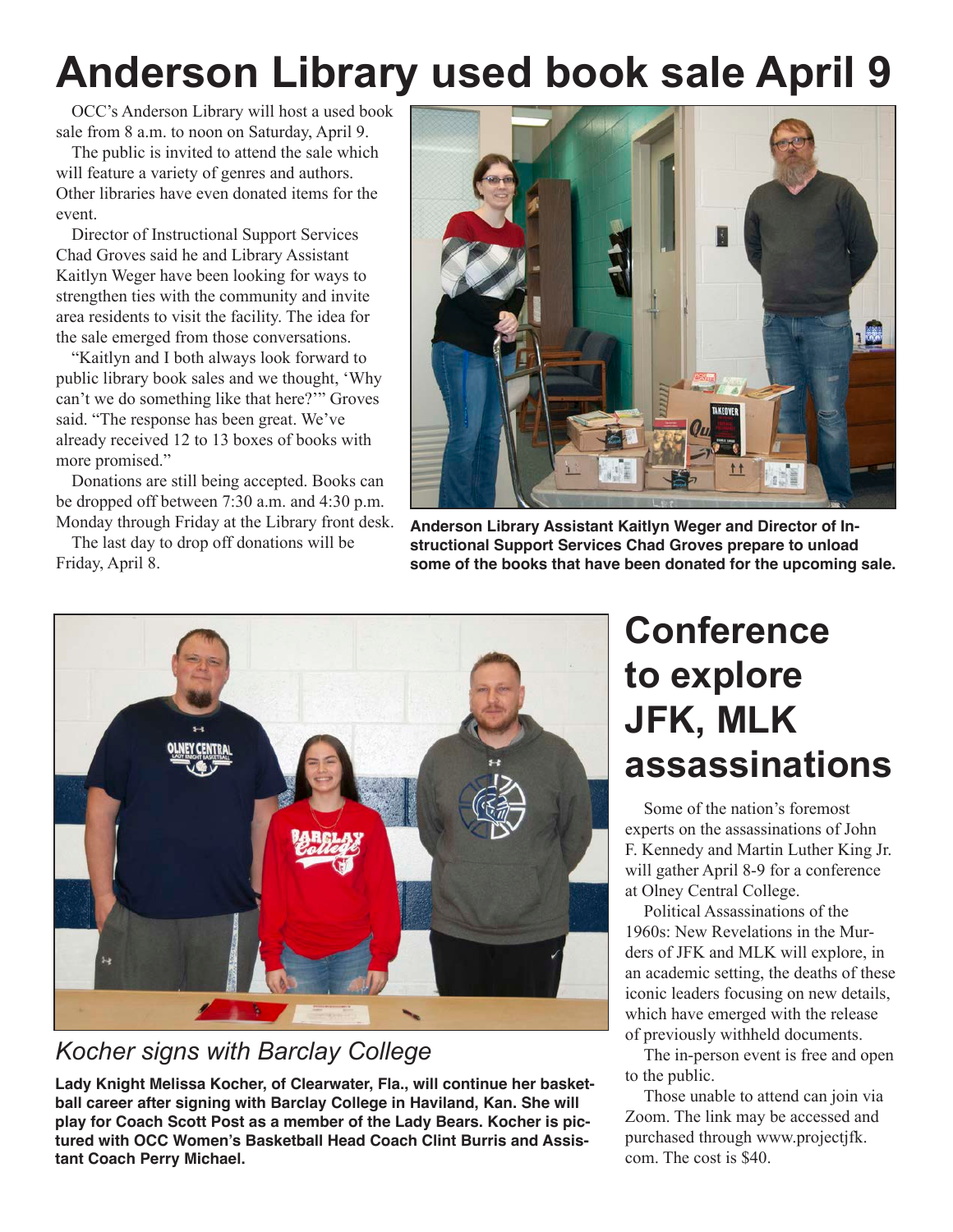# Anderson Library used book sale April 9

OCC's Anderson Library will host a used book sale from 8 a.m. to noon on Saturday, April 9.

The public is invited to attend the sale which will feature a variety of genres and authors. Other libraries have even donated items for the event.

Director of Instructional Support Services Chad Groves said he and Library Assistant Kaitlyn Weger have been looking for ways to strengthen ties with the community and invite area residents to visit the facility. The idea for the sale emerged from those conversations.

"Kaitlyn and I both always look forward to public library book sales and we thought, 'Why can't we do something like that here?'" Groves said. "The response has been great. We've already received 12 to 13 boxes of books with more promised."

Donations are still being accepted. Books can be dropped off between 7:30 a.m. and 4:30 p.m. Monday through Friday at the Library front desk.

The last day to drop off donations will be Friday, April 8.

**Anderson Library Assistant Kaitlyn Weger and Director of Instructional Support Services Chad Groves prepare to unload some of the books that have been donated for the upcoming sale.**

## *Kocher signs with Barclay College*

**Lady Knight Melissa Kocher, of Clearwater, Fla., will continue her basketball career after signing with Barclay College in Haviland, Kan. She will play for Coach Scott Post as a member of the Lady Bears. Kocher is pictured with OCC Women's Basketball Head Coach Clint Burris and Assistant Coach Perry Michael.**

# Conference to explore JFK, MLK assassinations

Some of the nation's foremost experts on the assassinations of John F. Kennedy and Martin Luther King Jr. will gather April 8-9 for a conference at Olney Central College.

Political Assassinations of the 1960s: New Revelations in the Murders of JFK and MLK will explore, in an academic setting, the deaths of these iconic leaders focusing on new details, which have emerged with the release of previously withheld documents.

The in-person event is free and open to the public.

Those unable to attend can join via Zoom. The link may be accessed and purchased through www.projectjfk.com. The cost is $40.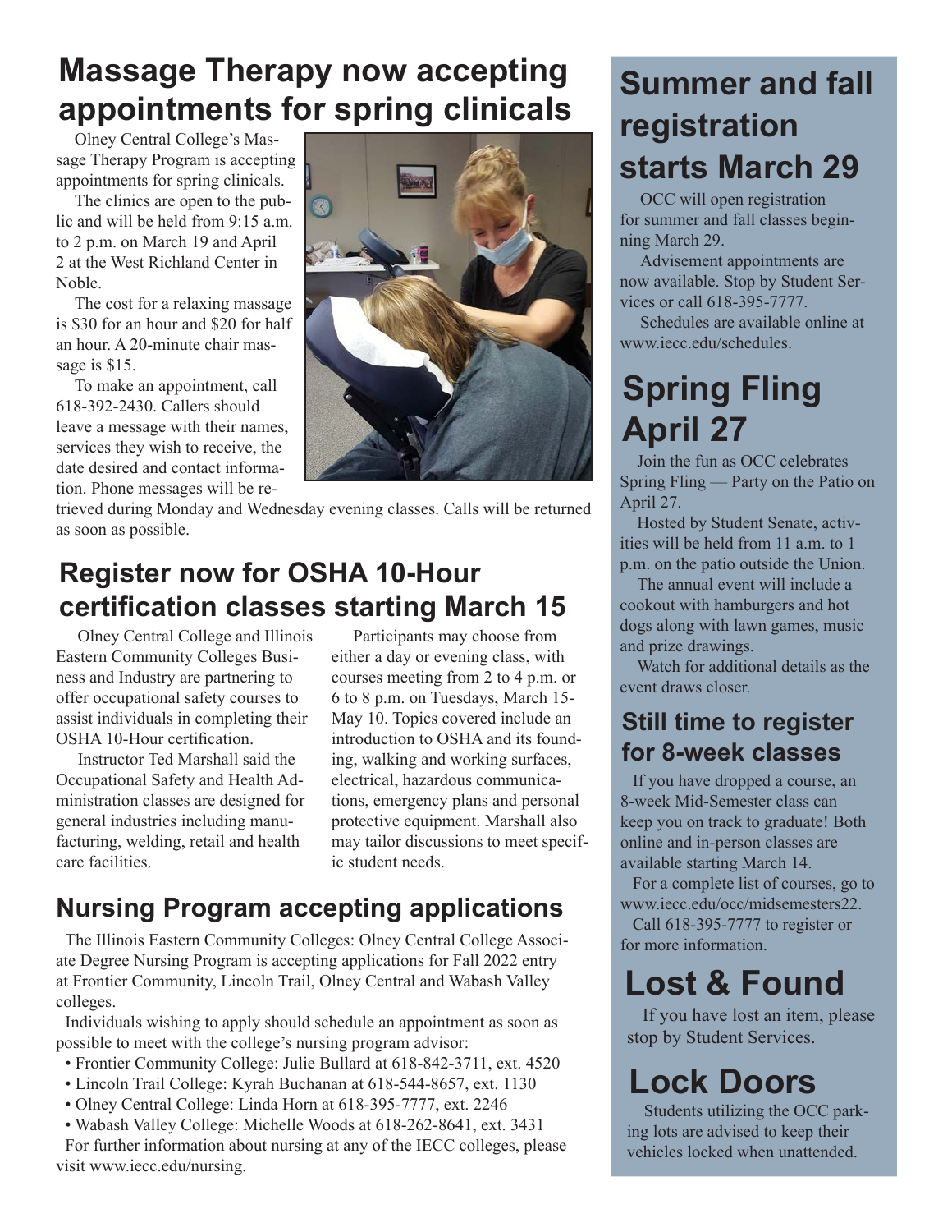## Massage Therapy now accepting appointments for spring clinicals

Olney Central College's Massage Therapy Program is accepting appointments for spring clinicals.

The clinics are open to the public and will be held from 9:15 a.m. to 2 p.m. on March 19 and April 2 at the West Richland Center in Noble.

The cost for a relaxing massage is $30 for an hour and $20 for half an hour. A 20-minute chair massage is $15.

To make an appointment, call 618-392-2430. Callers should leave a message with their names, services they wish to receive, the date desired and contact information. Phone messages will be retrieved during Monday and Wednesday evening classes. Calls will be returned as soon as possible.

## Register now for OSHA 10-Hour certification classes starting March 15

Olney Central College and Illinois Eastern Community Colleges Business and Industry are partnering to offer occupational safety courses to assist individuals in completing their OSHA 10-Hour certification.

Instructor Ted Marshall said the Occupational Safety and Health Administration classes are designed for general industries including manufacturing, welding, retail and health care facilities.

Participants may choose from either a day or evening class, with courses meeting from 2 to 4 p.m. or 6 to 8 p.m. on Tuesdays, March 15-May 10. Topics covered include an introduction to OSHA and its founding, walking and working surfaces, electrical, hazardous communications, emergency plans and personal protective equipment. Marshall also may tailor discussions to meet specific student needs.

## Nursing Program accepting applications

The Illinois Eastern Community Colleges: Olney Central College Associate Degree Nursing Program is accepting applications for Fall 2022 entry at Frontier Community, Lincoln Trail, Olney Central and Wabash Valley colleges.

Individuals wishing to apply should schedule an appointment as soon as possible to meet with the college's nursing program advisor:

- Frontier Community College: Julie Bullard at 618-842-3711, ext. 4520
- Lincoln Trail College: Kyrah Buchanan at 618-544-8657, ext. 1130
- Olney Central College: Linda Horn at 618-395-7777, ext. 2246
- Wabash Valley College: Michelle Woods at 618-262-8641, ext. 3431

For further information about nursing at any of the IECC colleges, please visit www.iecc.edu/nursing.

## Summer and fall registration starts March 29

OCC will open registration for summer and fall classes beginning March 29.

Advisement appointments are now available. Stop by Student Services or call 618-395-7777.

Schedules are available online at www.iecc.edu/schedules.

## Spring Fling April 27

Join the fun as OCC celebrates Spring Fling — Party on the Patio on April 27.

Hosted by Student Senate, activities will be held from 11 a.m. to 1 p.m. on the patio outside the Union.

The annual event will include a cookout with hamburgers and hot dogs along with lawn games, music and prize drawings.

Watch for additional details as the event draws closer.

### Still time to register for 8-week classes

If you have dropped a course, an 8-week Mid-Semester class can keep you on track to graduate! Both online and in-person classes are available starting March 14.

For a complete list of courses, go to www.iecc.edu/occ/midsemesters22.

Call 618-395-7777 to register or for more information.

## Lost & Found

If you have lost an item, please stop by Student Services.

## Lock Doors

Students utilizing the OCC parking lots are advised to keep their vehicles locked when unattended.